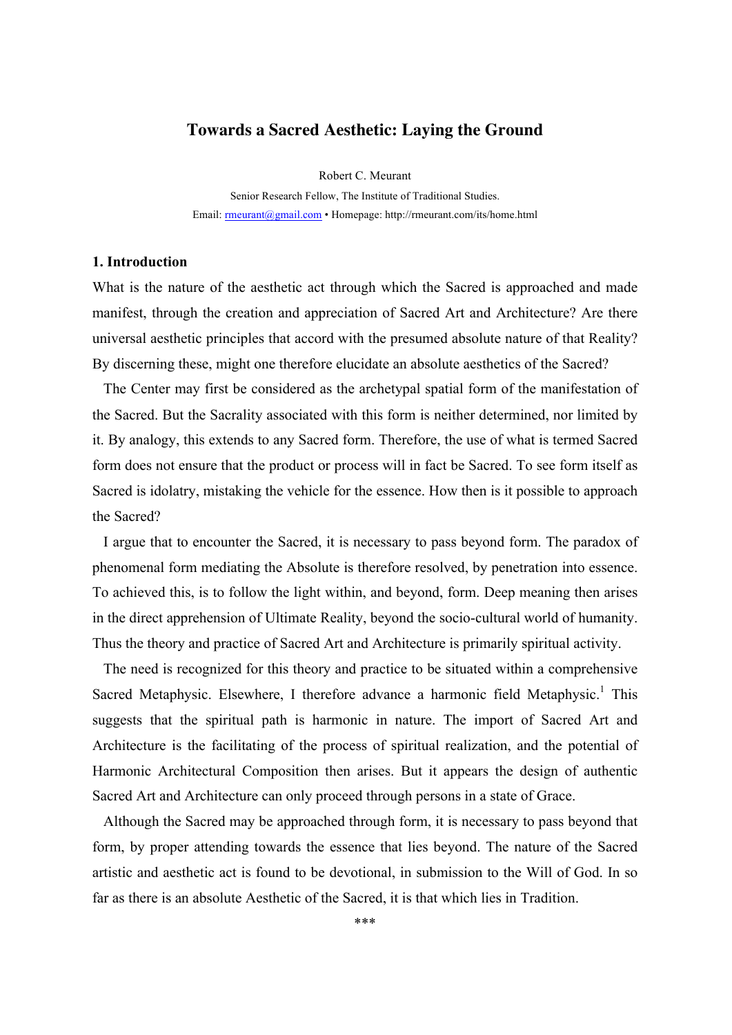# Towards a Sacred Aesthetic: Laying the Ground

Robert C. Meurant

Senior Research Fellow, The Institute of Traditional Studies.

Email: rmeurant@gmail.com • Homepage: http://rmeurant.com/its/home.html

## 1. Introduction

What is the nature of the aesthetic act through which the Sacred is approached and made manifest, through the creation and appreciation of Sacred Art and Architecture? Are there universal aesthetic principles that accord with the presumed absolute nature of that Reality? By discerning these, might one therefore elucidate an absolute aesthetics of the Sacred?

The Center may first be considered as the archetypal spatial form of the manifestation of the Sacred. But the Sacrality associated with this form is neither determined, nor limited by it. By analogy, this extends to any Sacred form. Therefore, the use of what is termed Sacred form does not ensure that the product or process will in fact be Sacred. To see form itself as Sacred is idolatry, mistaking the vehicle for the essence. How then is it possible to approach the Sacred?

I argue that to encounter the Sacred, it is necessary to pass beyond form. The paradox of phenomenal form mediating the Absolute is therefore resolved, by penetration into essence. To achieved this, is to follow the light within, and beyond, form. Deep meaning then arises in the direct apprehension of Ultimate Reality, beyond the socio-cultural world of humanity. Thus the theory and practice of Sacred Art and Architecture is primarily spiritual activity.

The need is recognized for this theory and practice to be situated within a comprehensive Sacred Metaphysic. Elsewhere, I therefore advance a harmonic field Metaphysic.[1] This suggests that the spiritual path is harmonic in nature. The import of Sacred Art and Architecture is the facilitating of the process of spiritual realization, and the potential of Harmonic Architectural Composition then arises. But it appears the design of authentic Sacred Art and Architecture can only proceed through persons in a state of Grace.

Although the Sacred may be approached through form, it is necessary to pass beyond that form, by proper attending towards the essence that lies beyond. The nature of the Sacred artistic and aesthetic act is found to be devotional, in submission to the Will of God. In so far as there is an absolute Aesthetic of the Sacred, it is that which lies in Tradition.

***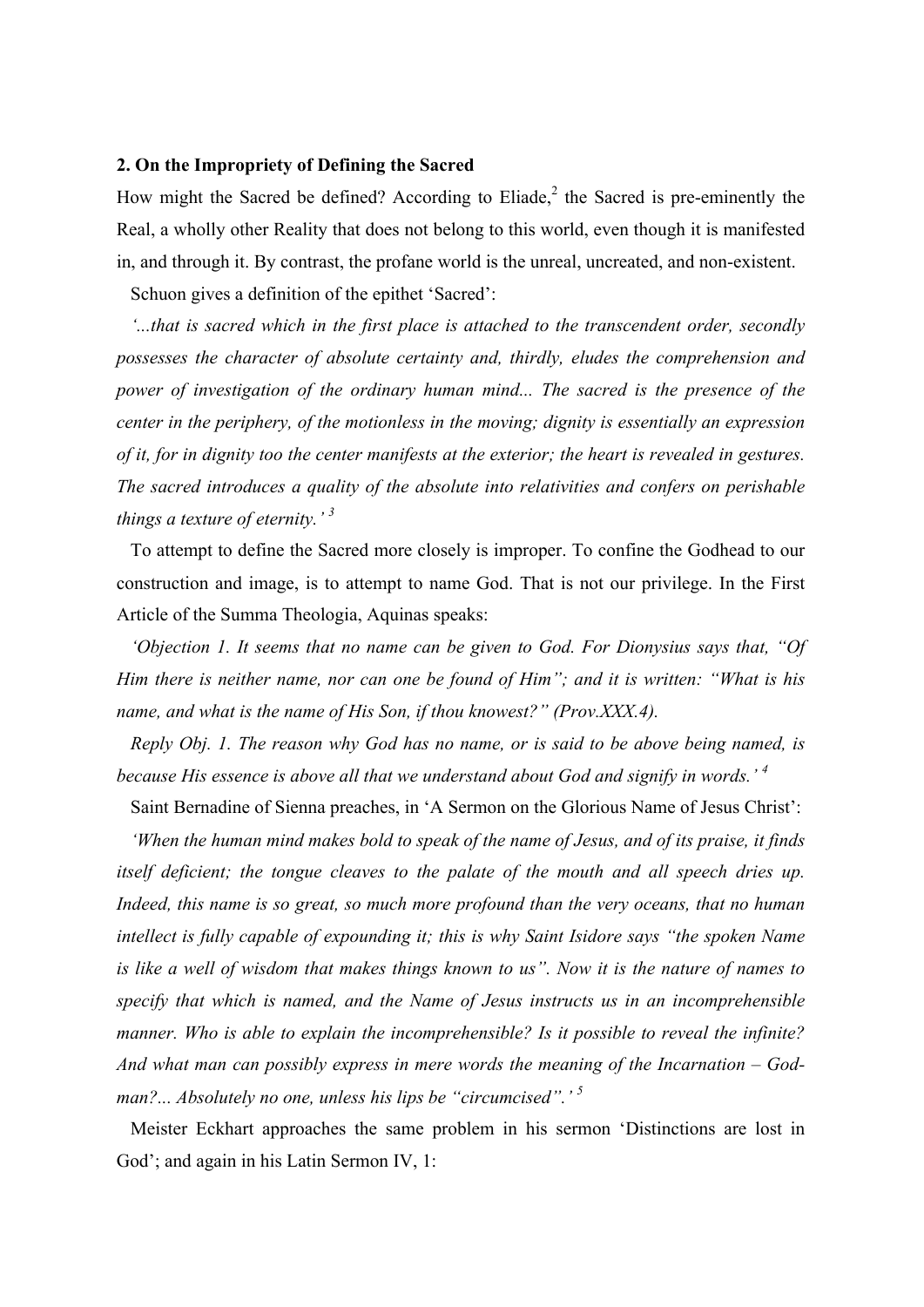### 2. On the Impropriety of Defining the Sacred

How might the Sacred be defined? According to Eliade,[2] the Sacred is pre-eminently the Real, a wholly other Reality that does not belong to this world, even though it is manifested in, and through it. By contrast, the profane world is the unreal, uncreated, and non-existent.

Schuon gives a definition of the epithet 'Sacred':

*'...that is sacred which in the first place is attached to the transcendent order, secondly possesses the character of absolute certainty and, thirdly, eludes the comprehension and power of investigation of the ordinary human mind... The sacred is the presence of the center in the periphery, of the motionless in the moving; dignity is essentially an expression of it, for in dignity too the center manifests at the exterior; the heart is revealed in gestures. The sacred introduces a quality of the absolute into relativities and confers on perishable things a texture of eternity.'* [3]

To attempt to define the Sacred more closely is improper. To confine the Godhead to our construction and image, is to attempt to name God. That is not our privilege. In the First Article of the Summa Theologia, Aquinas speaks:

*'Objection 1. It seems that no name can be given to God. For Dionysius says that, "Of Him there is neither name, nor can one be found of Him"; and it is written: "What is his name, and what is the name of His Son, if thou knowest?" (Prov.XXX.4).*

*Reply Obj. 1. The reason why God has no name, or is said to be above being named, is because His essence is above all that we understand about God and signify in words.'* [4]

Saint Bernadine of Sienna preaches, in 'A Sermon on the Glorious Name of Jesus Christ':

*'When the human mind makes bold to speak of the name of Jesus, and of its praise, it finds itself deficient; the tongue cleaves to the palate of the mouth and all speech dries up. Indeed, this name is so great, so much more profound than the very oceans, that no human intellect is fully capable of expounding it; this is why Saint Isidore says "the spoken Name is like a well of wisdom that makes things known to us". Now it is the nature of names to specify that which is named, and the Name of Jesus instructs us in an incomprehensible manner. Who is able to explain the incomprehensible? Is it possible to reveal the infinite? And what man can possibly express in mere words the meaning of the Incarnation – God-man?... Absolutely no one, unless his lips be "circumcised".'* [5]

Meister Eckhart approaches the same problem in his sermon 'Distinctions are lost in God'; and again in his Latin Sermon IV, 1: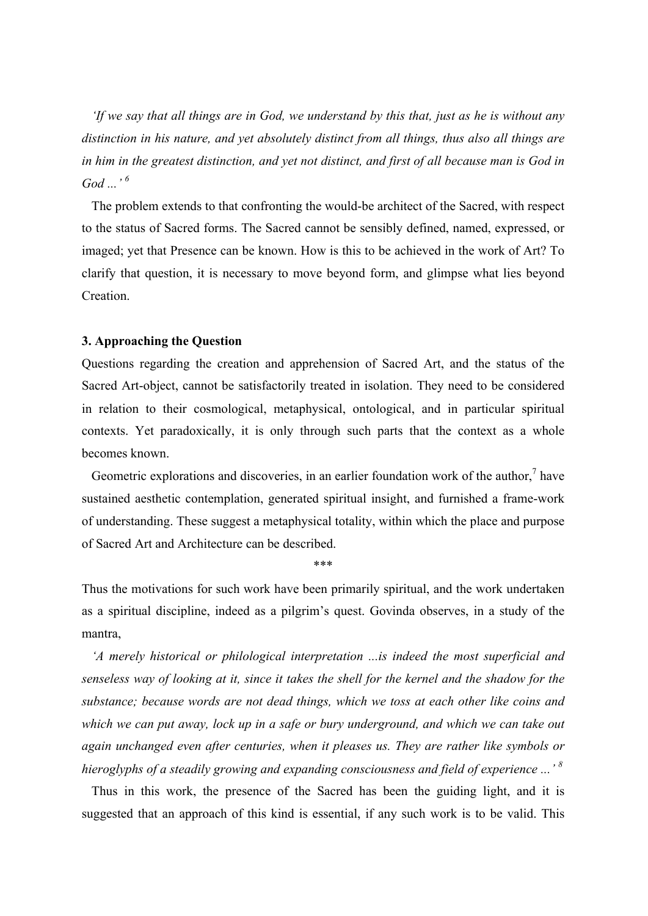*'If we say that all things are in God, we understand by this that, just as he is without any distinction in his nature, and yet absolutely distinct from all things, thus also all things are in him in the greatest distinction, and yet not distinct, and first of all because man is God in God ...'* [6]

The problem extends to that confronting the would-be architect of the Sacred, with respect to the status of Sacred forms. The Sacred cannot be sensibly defined, named, expressed, or imaged; yet that Presence can be known. How is this to be achieved in the work of Art? To clarify that question, it is necessary to move beyond form, and glimpse what lies beyond Creation.

### 3. Approaching the Question

Questions regarding the creation and apprehension of Sacred Art, and the status of the Sacred Art-object, cannot be satisfactorily treated in isolation. They need to be considered in relation to their cosmological, metaphysical, ontological, and in particular spiritual contexts. Yet paradoxically, it is only through such parts that the context as a whole becomes known.

Geometric explorations and discoveries, in an earlier foundation work of the author,[7] have sustained aesthetic contemplation, generated spiritual insight, and furnished a frame-work of understanding. These suggest a metaphysical totality, within which the place and purpose of Sacred Art and Architecture can be described.

\*\*\*

Thus the motivations for such work have been primarily spiritual, and the work undertaken as a spiritual discipline, indeed as a pilgrim's quest. Govinda observes, in a study of the mantra,

*'A merely historical or philological interpretation ...is indeed the most superficial and senseless way of looking at it, since it takes the shell for the kernel and the shadow for the substance; because words are not dead things, which we toss at each other like coins and which we can put away, lock up in a safe or bury underground, and which we can take out again unchanged even after centuries, when it pleases us. They are rather like symbols or hieroglyphs of a steadily growing and expanding consciousness and field of experience ...'* [8]

Thus in this work, the presence of the Sacred has been the guiding light, and it is suggested that an approach of this kind is essential, if any such work is to be valid. This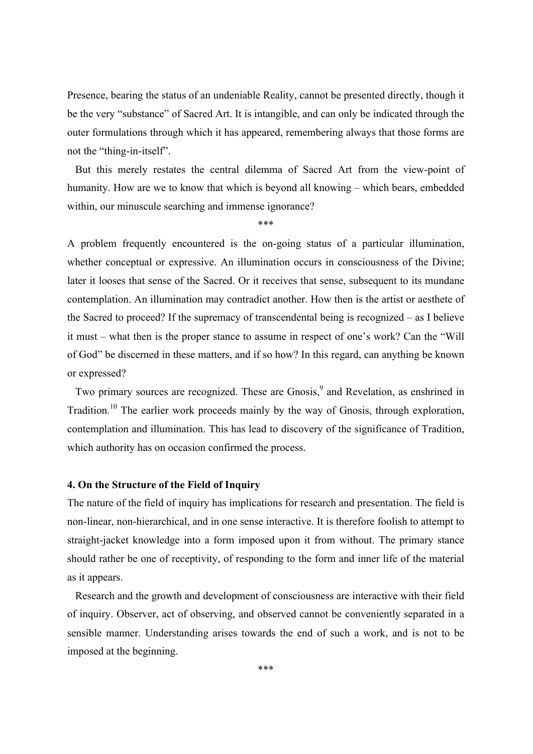Presence, bearing the status of an undeniable Reality, cannot be presented directly, though it be the very "substance" of Sacred Art. It is intangible, and can only be indicated through the outer formulations through which it has appeared, remembering always that those forms are not the "thing-in-itself".

But this merely restates the central dilemma of Sacred Art from the view-point of humanity. How are we to know that which is beyond all knowing – which bears, embedded within, our minuscule searching and immense ignorance?

\*\*\*

A problem frequently encountered is the on-going status of a particular illumination, whether conceptual or expressive. An illumination occurs in consciousness of the Divine; later it looses that sense of the Sacred. Or it receives that sense, subsequent to its mundane contemplation. An illumination may contradict another. How then is the artist or aesthete of the Sacred to proceed? If the supremacy of transcendental being is recognized – as I believe it must – what then is the proper stance to assume in respect of one's work? Can the "Will of God" be discerned in these matters, and if so how? In this regard, can anything be known or expressed?

Two primary sources are recognized. These are Gnosis,[9] and Revelation, as enshrined in Tradition.[10] The earlier work proceeds mainly by the way of Gnosis, through exploration, contemplation and illumination. This has lead to discovery of the significance of Tradition, which authority has on occasion confirmed the process.

**4. On the Structure of the Field of Inquiry**

The nature of the field of inquiry has implications for research and presentation. The field is non-linear, non-hierarchical, and in one sense interactive. It is therefore foolish to attempt to straight-jacket knowledge into a form imposed upon it from without. The primary stance should rather be one of receptivity, of responding to the form and inner life of the material as it appears.

Research and the growth and development of consciousness are interactive with their field of inquiry. Observer, act of observing, and observed cannot be conveniently separated in a sensible manner. Understanding arises towards the end of such a work, and is not to be imposed at the beginning.

\*\*\*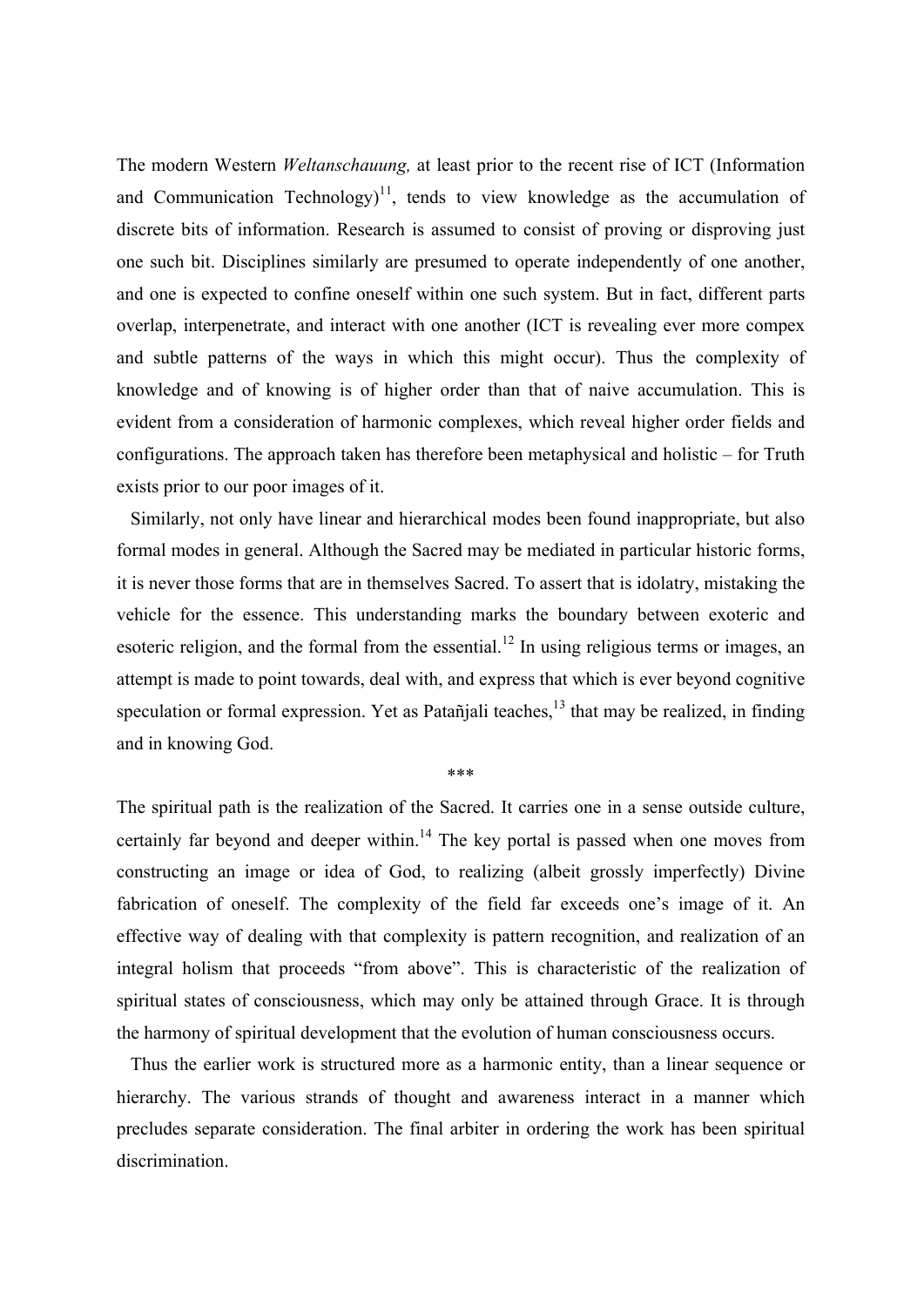The modern Western *Weltanschauung,* at least prior to the recent rise of ICT (Information and Communication Technology)[11], tends to view knowledge as the accumulation of discrete bits of information. Research is assumed to consist of proving or disproving just one such bit. Disciplines similarly are presumed to operate independently of one another, and one is expected to confine oneself within one such system. But in fact, different parts overlap, interpenetrate, and interact with one another (ICT is revealing ever more compex and subtle patterns of the ways in which this might occur). Thus the complexity of knowledge and of knowing is of higher order than that of naive accumulation. This is evident from a consideration of harmonic complexes, which reveal higher order fields and configurations. The approach taken has therefore been metaphysical and holistic – for Truth exists prior to our poor images of it.

Similarly, not only have linear and hierarchical modes been found inappropriate, but also formal modes in general. Although the Sacred may be mediated in particular historic forms, it is never those forms that are in themselves Sacred. To assert that is idolatry, mistaking the vehicle for the essence. This understanding marks the boundary between exoteric and esoteric religion, and the formal from the essential.[12] In using religious terms or images, an attempt is made to point towards, deal with, and express that which is ever beyond cognitive speculation or formal expression. Yet as Patañjali teaches,[13] that may be realized, in finding and in knowing God.

***

The spiritual path is the realization of the Sacred. It carries one in a sense outside culture, certainly far beyond and deeper within.[14] The key portal is passed when one moves from constructing an image or idea of God, to realizing (albeit grossly imperfectly) Divine fabrication of oneself. The complexity of the field far exceeds one's image of it. An effective way of dealing with that complexity is pattern recognition, and realization of an integral holism that proceeds "from above". This is characteristic of the realization of spiritual states of consciousness, which may only be attained through Grace. It is through the harmony of spiritual development that the evolution of human consciousness occurs.

Thus the earlier work is structured more as a harmonic entity, than a linear sequence or hierarchy. The various strands of thought and awareness interact in a manner which precludes separate consideration. The final arbiter in ordering the work has been spiritual discrimination.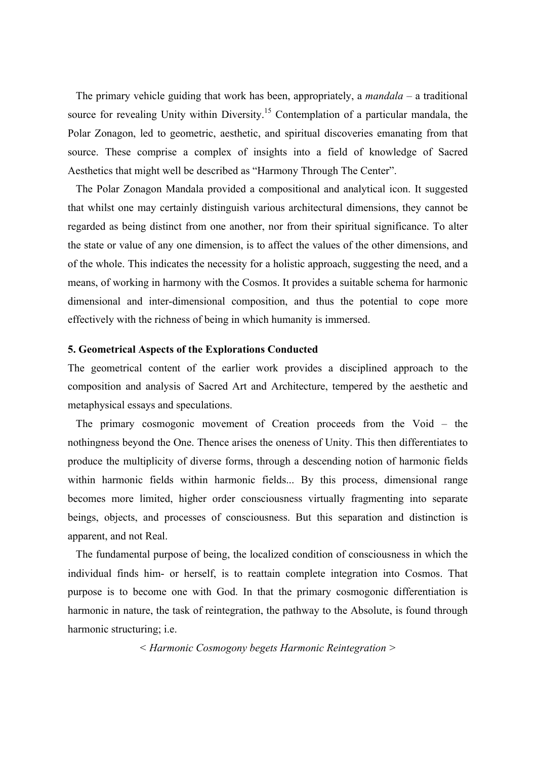The primary vehicle guiding that work has been, appropriately, a *mandala* – a traditional source for revealing Unity within Diversity.[15] Contemplation of a particular mandala, the Polar Zonagon, led to geometric, aesthetic, and spiritual discoveries emanating from that source. These comprise a complex of insights into a field of knowledge of Sacred Aesthetics that might well be described as "Harmony Through The Center".

The Polar Zonagon Mandala provided a compositional and analytical icon. It suggested that whilst one may certainly distinguish various architectural dimensions, they cannot be regarded as being distinct from one another, nor from their spiritual significance. To alter the state or value of any one dimension, is to affect the values of the other dimensions, and of the whole. This indicates the necessity for a holistic approach, suggesting the need, and a means, of working in harmony with the Cosmos. It provides a suitable schema for harmonic dimensional and inter-dimensional composition, and thus the potential to cope more effectively with the richness of being in which humanity is immersed.

**5. Geometrical Aspects of the Explorations Conducted**

The geometrical content of the earlier work provides a disciplined approach to the composition and analysis of Sacred Art and Architecture, tempered by the aesthetic and metaphysical essays and speculations.

The primary cosmogonic movement of Creation proceeds from the Void – the nothingness beyond the One. Thence arises the oneness of Unity. This then differentiates to produce the multiplicity of diverse forms, through a descending notion of harmonic fields within harmonic fields within harmonic fields... By this process, dimensional range becomes more limited, higher order consciousness virtually fragmenting into separate beings, objects, and processes of consciousness. But this separation and distinction is apparent, and not Real.

The fundamental purpose of being, the localized condition of consciousness in which the individual finds him- or herself, is to reattain complete integration into Cosmos. That purpose is to become one with God. In that the primary cosmogonic differentiation is harmonic in nature, the task of reintegration, the pathway to the Absolute, is found through harmonic structuring; i.e.

< *Harmonic Cosmogony begets Harmonic Reintegration* >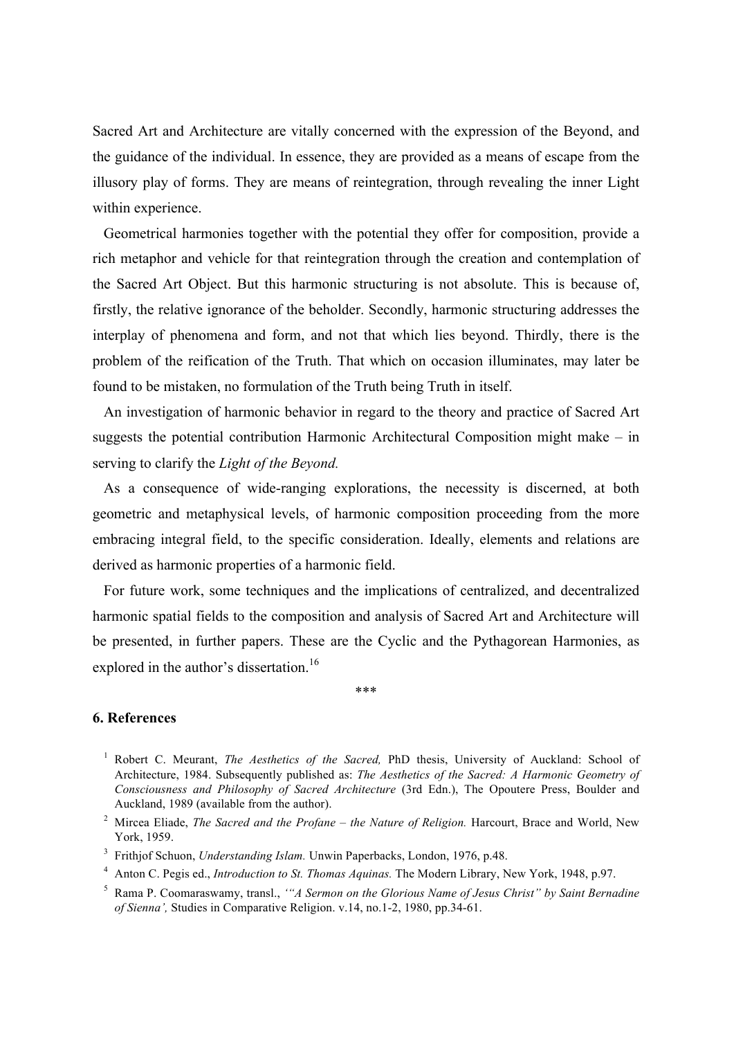Sacred Art and Architecture are vitally concerned with the expression of the Beyond, and the guidance of the individual. In essence, they are provided as a means of escape from the illusory play of forms. They are means of reintegration, through revealing the inner Light within experience.

Geometrical harmonies together with the potential they offer for composition, provide a rich metaphor and vehicle for that reintegration through the creation and contemplation of the Sacred Art Object. But this harmonic structuring is not absolute. This is because of, firstly, the relative ignorance of the beholder. Secondly, harmonic structuring addresses the interplay of phenomena and form, and not that which lies beyond. Thirdly, there is the problem of the reification of the Truth. That which on occasion illuminates, may later be found to be mistaken, no formulation of the Truth being Truth in itself.

An investigation of harmonic behavior in regard to the theory and practice of Sacred Art suggests the potential contribution Harmonic Architectural Composition might make – in serving to clarify the *Light of the Beyond.*

As a consequence of wide-ranging explorations, the necessity is discerned, at both geometric and metaphysical levels, of harmonic composition proceeding from the more embracing integral field, to the specific consideration. Ideally, elements and relations are derived as harmonic properties of a harmonic field.

For future work, some techniques and the implications of centralized, and decentralized harmonic spatial fields to the composition and analysis of Sacred Art and Architecture will be presented, in further papers. These are the Cyclic and the Pythagorean Harmonies, as explored in the author's dissertation.[16]

***

## 6. References

1. Robert C. Meurant, *The Aesthetics of the Sacred,* PhD thesis, University of Auckland: School of Architecture, 1984. Subsequently published as: *The Aesthetics of the Sacred: A Harmonic Geometry of Consciousness and Philosophy of Sacred Architecture* (3rd Edn.), The Opoutere Press, Boulder and Auckland, 1989 (available from the author).
2. Mircea Eliade, *The Sacred and the Profane – the Nature of Religion.* Harcourt, Brace and World, New York, 1959.
3. Frithjof Schuon, *Understanding Islam.* Unwin Paperbacks, London, 1976, p.48.
4. Anton C. Pegis ed., *Introduction to St. Thomas Aquinas.* The Modern Library, New York, 1948, p.97.
5. Rama P. Coomaraswamy, transl., *'"A Sermon on the Glorious Name of Jesus Christ" by Saint Bernadine of Sienna',* Studies in Comparative Religion. v.14, no.1-2, 1980, pp.34-61.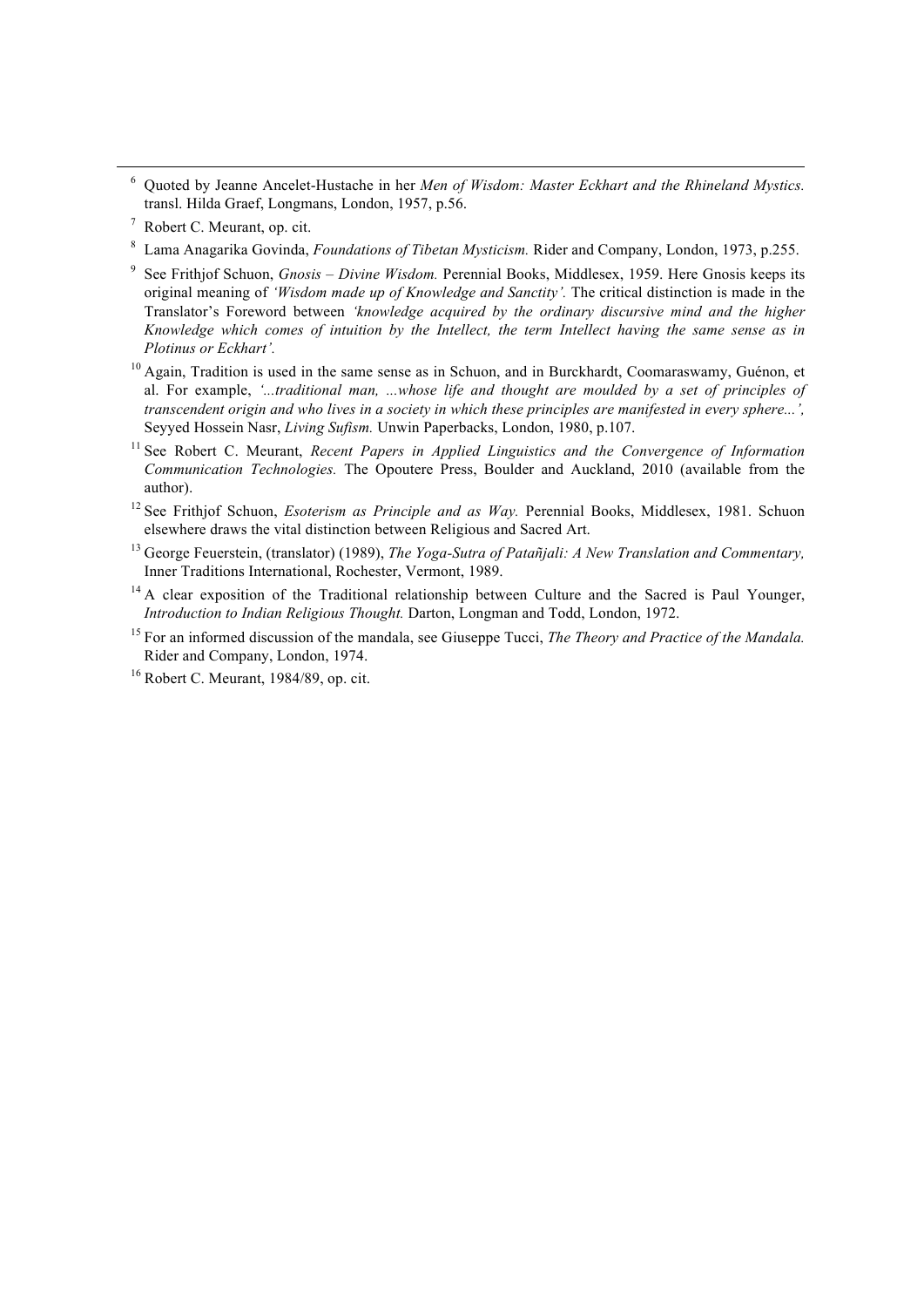[6] Quoted by Jeanne Ancelet-Hustache in her *Men of Wisdom: Master Eckhart and the Rhineland Mystics.* transl. Hilda Graef, Longmans, London, 1957, p.56.

[7] Robert C. Meurant, op. cit.

[8] Lama Anagarika Govinda, *Foundations of Tibetan Mysticism.* Rider and Company, London, 1973, p.255.

[9] See Frithjof Schuon, *Gnosis – Divine Wisdom.* Perennial Books, Middlesex, 1959. Here Gnosis keeps its original meaning of *'Wisdom made up of Knowledge and Sanctity'.* The critical distinction is made in the Translator's Foreword between *'knowledge acquired by the ordinary discursive mind and the higher Knowledge which comes of intuition by the Intellect, the term Intellect having the same sense as in Plotinus or Eckhart'.*

[10] Again, Tradition is used in the same sense as in Schuon, and in Burckhardt, Coomaraswamy, Guénon, et al. For example, *'...traditional man, ...whose life and thought are moulded by a set of principles of transcendent origin and who lives in a society in which these principles are manifested in every sphere...',* Seyyed Hossein Nasr, *Living Sufism.* Unwin Paperbacks, London, 1980, p.107.

[11] See Robert C. Meurant, *Recent Papers in Applied Linguistics and the Convergence of Information Communication Technologies.* The Opoutere Press, Boulder and Auckland, 2010 (available from the author).

[12] See Frithjof Schuon, *Esoterism as Principle and as Way.* Perennial Books, Middlesex, 1981. Schuon elsewhere draws the vital distinction between Religious and Sacred Art.

[13] George Feuerstein, (translator) (1989), *The Yoga-Sutra of Patañjali: A New Translation and Commentary,* Inner Traditions International, Rochester, Vermont, 1989.

[14] A clear exposition of the Traditional relationship between Culture and the Sacred is Paul Younger, *Introduction to Indian Religious Thought.* Darton, Longman and Todd, London, 1972.

[15] For an informed discussion of the mandala, see Giuseppe Tucci, *The Theory and Practice of the Mandala.* Rider and Company, London, 1974.

[16] Robert C. Meurant, 1984/89, op. cit.